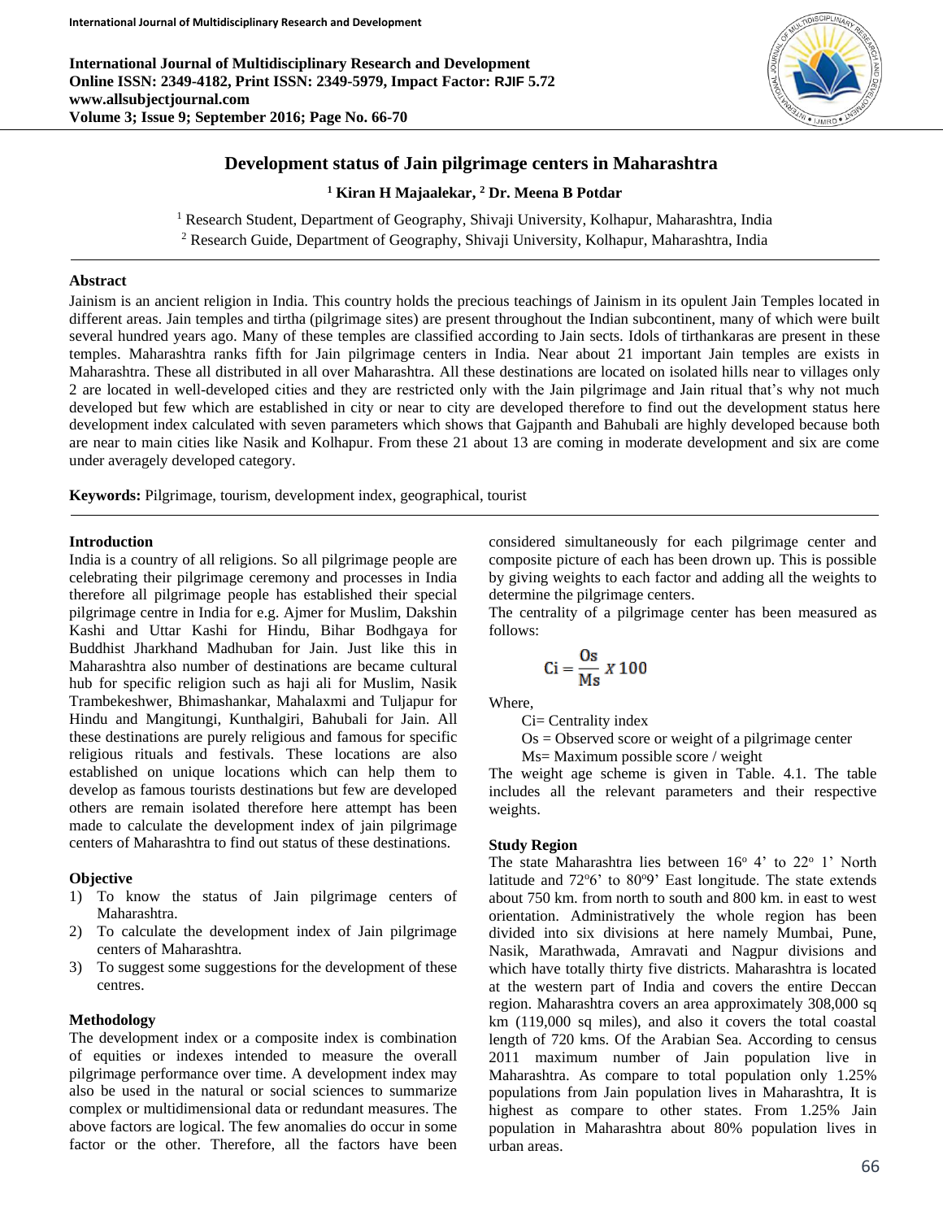# Development status of Jain pilgrimage centers in Maharashtra

**[1] Kiran H Majaalekar, [2] Dr. Meena B Potdar**

[1] Research Student, Department of Geography, Shivaji University, Kolhapur, Maharashtra, India
[2] Research Guide, Department of Geography, Shivaji University, Kolhapur, Maharashtra, India

## Abstract

Jainism is an ancient religion in India. This country holds the precious teachings of Jainism in its opulent Jain Temples located in different areas. Jain temples and tirtha (pilgrimage sites) are present throughout the Indian subcontinent, many of which were built several hundred years ago. Many of these temples are classified according to Jain sects. Idols of tirthankaras are present in these temples. Maharashtra ranks fifth for Jain pilgrimage centers in India. Near about 21 important Jain temples are exists in Maharashtra. These all distributed in all over Maharashtra. All these destinations are located on isolated hills near to villages only 2 are located in well-developed cities and they are restricted only with the Jain pilgrimage and Jain ritual that's why not much developed but few which are established in city or near to city are developed therefore to find out the development status here development index calculated with seven parameters which shows that Gajpanth and Bahubali are highly developed because both are near to main cities like Nasik and Kolhapur. From these 21 about 13 are coming in moderate development and six are come under averagely developed category.

**Keywords:** Pilgrimage, tourism, development index, geographical, tourist

## Introduction

India is a country of all religions. So all pilgrimage people are celebrating their pilgrimage ceremony and processes in India therefore all pilgrimage people has established their special pilgrimage centre in India for e.g. Ajmer for Muslim, Dakshin Kashi and Uttar Kashi for Hindu, Bihar Bodhgaya for Buddhist Jharkhand Madhuban for Jain. Just like this in Maharashtra also number of destinations are became cultural hub for specific religion such as haji ali for Muslim, Nasik Trambekeshwer, Bhimashankar, Mahalaxmi and Tuljapur for Hindu and Mangitungi, Kunthalgiri, Bahubali for Jain. All these destinations are purely religious and famous for specific religious rituals and festivals. These locations are also established on unique locations which can help them to develop as famous tourists destinations but few are developed others are remain isolated therefore here attempt has been made to calculate the development index of jain pilgrimage centers of Maharashtra to find out status of these destinations.

## Objective

1) To know the status of Jain pilgrimage centers of Maharashtra.
2) To calculate the development index of Jain pilgrimage centers of Maharashtra.
3) To suggest some suggestions for the development of these centres.

## Methodology

The development index or a composite index is combination of equities or indexes intended to measure the overall pilgrimage performance over time. A development index may also be used in the natural or social sciences to summarize complex or multidimensional data or redundant measures. The above factors are logical. The few anomalies do occur in some factor or the other. Therefore, all the factors have been considered simultaneously for each pilgrimage center and composite picture of each has been drown up. This is possible by giving weights to each factor and adding all the weights to determine the pilgrimage centers.

The centrality of a pilgrimage center has been measured as follows:

$$Ci = \frac{Os}{Ms} X\,100$$

Where,

Ci= Centrality index
Os = Observed score or weight of a pilgrimage center
Ms= Maximum possible score / weight

The weight age scheme is given in Table. 4.1. The table includes all the relevant parameters and their respective weights.

## Study Region

The state Maharashtra lies between 16$^{o}$ 4' to 22$^{o}$ 1' North latitude and 72$^{o}$6' to 80$^{o}$9' East longitude. The state extends about 750 km. from north to south and 800 km. in east to west orientation. Administratively the whole region has been divided into six divisions at here namely Mumbai, Pune, Nasik, Marathwada, Amravati and Nagpur divisions and which have totally thirty five districts. Maharashtra is located at the western part of India and covers the entire Deccan region. Maharashtra covers an area approximately 308,000 sq km (119,000 sq miles), and also it covers the total coastal length of 720 kms. Of the Arabian Sea. According to census 2011 maximum number of Jain population live in Maharashtra. As compare to total population only 1.25% populations from Jain population lives in Maharashtra, It is highest as compare to other states. From 1.25% Jain population in Maharashtra about 80% population lives in urban areas.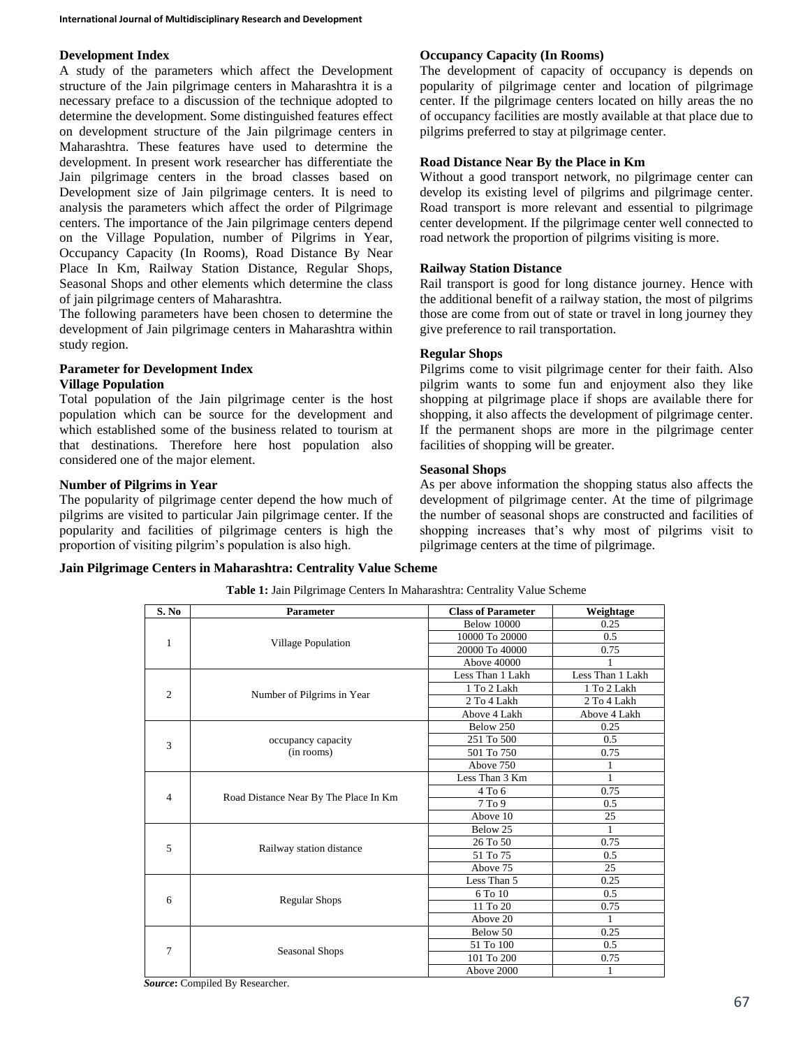### Development Index

A study of the parameters which affect the Development structure of the Jain pilgrimage centers in Maharashtra it is a necessary preface to a discussion of the technique adopted to determine the development. Some distinguished features effect on development structure of the Jain pilgrimage centers in Maharashtra. These features have used to determine the development. In present work researcher has differentiate the Jain pilgrimage centers in the broad classes based on Development size of Jain pilgrimage centers. It is need to analysis the parameters which affect the order of Pilgrimage centers. The importance of the Jain pilgrimage centers depend on the Village Population, number of Pilgrims in Year, Occupancy Capacity (In Rooms), Road Distance By Near Place In Km, Railway Station Distance, Regular Shops, Seasonal Shops and other elements which determine the class of jain pilgrimage centers of Maharashtra.

The following parameters have been chosen to determine the development of Jain pilgrimage centers in Maharashtra within study region.

### Parameter for Development Index

#### Village Population

Total population of the Jain pilgrimage center is the host population which can be source for the development and which established some of the business related to tourism at that destinations. Therefore here host population also considered one of the major element.

#### Number of Pilgrims in Year

The popularity of pilgrimage center depend the how much of pilgrims are visited to particular Jain pilgrimage center. If the popularity and facilities of pilgrimage centers is high the proportion of visiting pilgrim's population is also high.

#### Occupancy Capacity (In Rooms)

The development of capacity of occupancy is depends on popularity of pilgrimage center and location of pilgrimage center. If the pilgrimage centers located on hilly areas the no of occupancy facilities are mostly available at that place due to pilgrims preferred to stay at pilgrimage center.

#### Road Distance Near By the Place in Km

Without a good transport network, no pilgrimage center can develop its existing level of pilgrims and pilgrimage center. Road transport is more relevant and essential to pilgrimage center development. If the pilgrimage center well connected to road network the proportion of pilgrims visiting is more.

#### Railway Station Distance

Rail transport is good for long distance journey. Hence with the additional benefit of a railway station, the most of pilgrims those are come from out of state or travel in long journey they give preference to rail transportation.

#### Regular Shops

Pilgrims come to visit pilgrimage center for their faith. Also pilgrim wants to some fun and enjoyment also they like shopping at pilgrimage place if shops are available there for shopping, it also affects the development of pilgrimage center. If the permanent shops are more in the pilgrimage center facilities of shopping will be greater.

#### Seasonal Shops

As per above information the shopping status also affects the development of pilgrimage center. At the time of pilgrimage the number of seasonal shops are constructed and facilities of shopping increases that's why most of pilgrims visit to pilgrimage centers at the time of pilgrimage.

### Jain Pilgrimage Centers in Maharashtra: Centrality Value Scheme

**Table 1:** Jain Pilgrimage Centers In Maharashtra: Centrality Value Scheme

| S. No | Parameter | Class of Parameter | Weightage |
|---|---|---|---|
| 1 | Village Population | Below 10000 | 0.25 |
| | | 10000 To 20000 | 0.5 |
| | | 20000 To 40000 | 0.75 |
| | | Above 40000 | 1 |
| 2 | Number of Pilgrims in Year | Less Than 1 Lakh | Less Than 1 Lakh |
| | | 1 To 2 Lakh | 1 To 2 Lakh |
| | | 2 To 4 Lakh | 2 To 4 Lakh |
| | | Above 4 Lakh | Above 4 Lakh |
| 3 | occupancy capacity (in rooms) | Below 250 | 0.25 |
| | | 251 To 500 | 0.5 |
| | | 501 To 750 | 0.75 |
| | | Above 750 | 1 |
| 4 | Road Distance Near By The Place In Km | Less Than 3 Km | 1 |
| | | 4 To 6 | 0.75 |
| | | 7 To 9 | 0.5 |
| | | Above 10 | 25 |
| 5 | Railway station distance | Below 25 | 1 |
| | | 26 To 50 | 0.75 |
| | | 51 To 75 | 0.5 |
| | | Above 75 | 25 |
| 6 | Regular Shops | Less Than 5 | 0.25 |
| | | 6 To 10 | 0.5 |
| | | 11 To 20 | 0.75 |
| | | Above 20 | 1 |
| 7 | Seasonal Shops | Below 50 | 0.25 |
| | | 51 To 100 | 0.5 |
| | | 101 To 200 | 0.75 |
| | | Above 2000 | 1 |

***Source*:** Compiled By Researcher.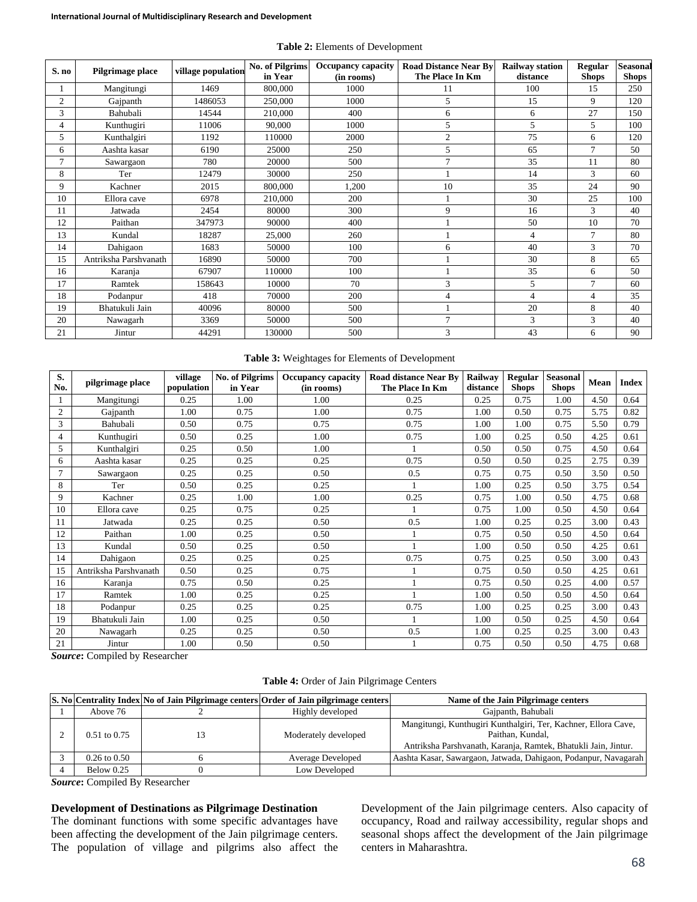**Table 2:** Elements of Development

| S. no | Pilgrimage place | village population | No. of Pilgrims in Year | Occupancy capacity (in rooms) | Road Distance Near By The Place In Km | Railway station distance | Regular Shops | Seasonal Shops |
|---|---|---|---|---|---|---|---|---|
| 1 | Mangitungi | 1469 | 800,000 | 1000 | 11 | 100 | 15 | 250 |
| 2 | Gajpanth | 1486053 | 250,000 | 1000 | 5 | 15 | 9 | 120 |
| 3 | Bahubali | 14544 | 210,000 | 400 | 6 | 6 | 27 | 150 |
| 4 | Kunthugiri | 11006 | 90,000 | 1000 | 5 | 5 | 5 | 100 |
| 5 | Kunthalgiri | 1192 | 110000 | 2000 | 2 | 75 | 6 | 120 |
| 6 | Aashta kasar | 6190 | 25000 | 250 | 5 | 65 | 7 | 50 |
| 7 | Sawargaon | 780 | 20000 | 500 | 7 | 35 | 11 | 80 |
| 8 | Ter | 12479 | 30000 | 250 | 1 | 14 | 3 | 60 |
| 9 | Kachner | 2015 | 800,000 | 1,200 | 10 | 35 | 24 | 90 |
| 10 | Ellora cave | 6978 | 210,000 | 200 | 1 | 30 | 25 | 100 |
| 11 | Jatwada | 2454 | 80000 | 300 | 9 | 16 | 3 | 40 |
| 12 | Paithan | 347973 | 90000 | 400 | 1 | 50 | 10 | 70 |
| 13 | Kundal | 18287 | 25,000 | 260 | 1 | 4 | 7 | 80 |
| 14 | Dahigaon | 1683 | 50000 | 100 | 6 | 40 | 3 | 70 |
| 15 | Antriksha Parshvanath | 16890 | 50000 | 700 | 1 | 30 | 8 | 65 |
| 16 | Karanja | 67907 | 110000 | 100 | 1 | 35 | 6 | 50 |
| 17 | Ramtek | 158643 | 10000 | 70 | 3 | 5 | 7 | 60 |
| 18 | Podanpur | 418 | 70000 | 200 | 4 | 4 | 4 | 35 |
| 19 | Bhatukuli Jain | 40096 | 80000 | 500 | 1 | 20 | 8 | 40 |
| 20 | Nawagarh | 3369 | 50000 | 500 | 7 | 3 | 3 | 40 |
| 21 | Jintur | 44291 | 130000 | 500 | 3 | 43 | 6 | 90 |

**Table 3:** Weightages for Elements of Development

| S. No. | pilgrimage place | village population | No. of Pilgrims in Year | Occupancy capacity (in rooms) | Road distance Near By The Place In Km | Railway distance | Regular Shops | Seasonal Shops | Mean | Index |
|---|---|---|---|---|---|---|---|---|---|---|
| 1 | Mangitungi | 0.25 | 1.00 | 1.00 | 0.25 | 0.25 | 0.75 | 1.00 | 4.50 | 0.64 |
| 2 | Gajpanth | 1.00 | 0.75 | 1.00 | 0.75 | 1.00 | 0.50 | 0.75 | 5.75 | 0.82 |
| 3 | Bahubali | 0.50 | 0.75 | 0.75 | 0.75 | 1.00 | 1.00 | 0.75 | 5.50 | 0.79 |
| 4 | Kunthugiri | 0.50 | 0.25 | 1.00 | 0.75 | 1.00 | 0.25 | 0.50 | 4.25 | 0.61 |
| 5 | Kunthalgiri | 0.25 | 0.50 | 1.00 | 1 | 0.50 | 0.50 | 0.75 | 4.50 | 0.64 |
| 6 | Aashta kasar | 0.25 | 0.25 | 0.25 | 0.75 | 0.50 | 0.50 | 0.25 | 2.75 | 0.39 |
| 7 | Sawargaon | 0.25 | 0.25 | 0.50 | 0.5 | 0.75 | 0.75 | 0.50 | 3.50 | 0.50 |
| 8 | Ter | 0.50 | 0.25 | 0.25 | 1 | 1.00 | 0.25 | 0.50 | 3.75 | 0.54 |
| 9 | Kachner | 0.25 | 1.00 | 1.00 | 0.25 | 0.75 | 1.00 | 0.50 | 4.75 | 0.68 |
| 10 | Ellora cave | 0.25 | 0.75 | 0.25 | 1 | 0.75 | 1.00 | 0.50 | 4.50 | 0.64 |
| 11 | Jatwada | 0.25 | 0.25 | 0.50 | 0.5 | 1.00 | 0.25 | 0.25 | 3.00 | 0.43 |
| 12 | Paithan | 1.00 | 0.25 | 0.50 | 1 | 0.75 | 0.50 | 0.50 | 4.50 | 0.64 |
| 13 | Kundal | 0.50 | 0.25 | 0.50 | 1 | 1.00 | 0.50 | 0.50 | 4.25 | 0.61 |
| 14 | Dahigaon | 0.25 | 0.25 | 0.25 | 0.75 | 0.75 | 0.25 | 0.50 | 3.00 | 0.43 |
| 15 | Antriksha Parshvanath | 0.50 | 0.25 | 0.75 | 1 | 0.75 | 0.50 | 0.50 | 4.25 | 0.61 |
| 16 | Karanja | 0.75 | 0.50 | 0.25 | 1 | 0.75 | 0.50 | 0.25 | 4.00 | 0.57 |
| 17 | Ramtek | 1.00 | 0.25 | 0.25 | 1 | 1.00 | 0.50 | 0.50 | 4.50 | 0.64 |
| 18 | Podanpur | 0.25 | 0.25 | 0.25 | 0.75 | 1.00 | 0.25 | 0.25 | 3.00 | 0.43 |
| 19 | Bhatukuli Jain | 1.00 | 0.25 | 0.50 | 1 | 1.00 | 0.50 | 0.25 | 4.50 | 0.64 |
| 20 | Nawagarh | 0.25 | 0.25 | 0.50 | 0.5 | 1.00 | 0.25 | 0.25 | 3.00 | 0.43 |
| 21 | Jintur | 1.00 | 0.50 | 0.50 | 1 | 0.75 | 0.50 | 0.50 | 4.75 | 0.68 |

***Source*:** Compiled by Researcher

**Table 4:** Order of Jain Pilgrimage Centers

| S. No | Centrality Index | No of Jain Pilgrimage centers | Order of Jain pilgrimage centers | Name of the Jain Pilgrimage centers |
|---|---|---|---|---|
| 1 | Above 76 | 2 | Highly developed | Gajpanth, Bahubali |
| 2 | 0.51 to 0.75 | 13 | Moderately developed | Mangitungi, Kunthugiri Kunthalgiri, Ter, Kachner, Ellora Cave, Paithan, Kundal, Antriksha Parshvanath, Karanja, Ramtek, Bhatukli Jain, Jintur. |
| 3 | 0.26 to 0.50 | 6 | Average Developed | Aashta Kasar, Sawargaon, Jatwada, Dahigaon, Podanpur, Navagarah |
| 4 | Below 0.25 | 0 | Low Developed | |

***Source*:** Compiled By Researcher

## Development of Destinations as Pilgrimage Destination

The dominant functions with some specific advantages have been affecting the development of the Jain pilgrimage centers. The population of village and pilgrims also affect the Development of the Jain pilgrimage centers. Also capacity of occupancy, Road and railway accessibility, regular shops and seasonal shops affect the development of the Jain pilgrimage centers in Maharashtra.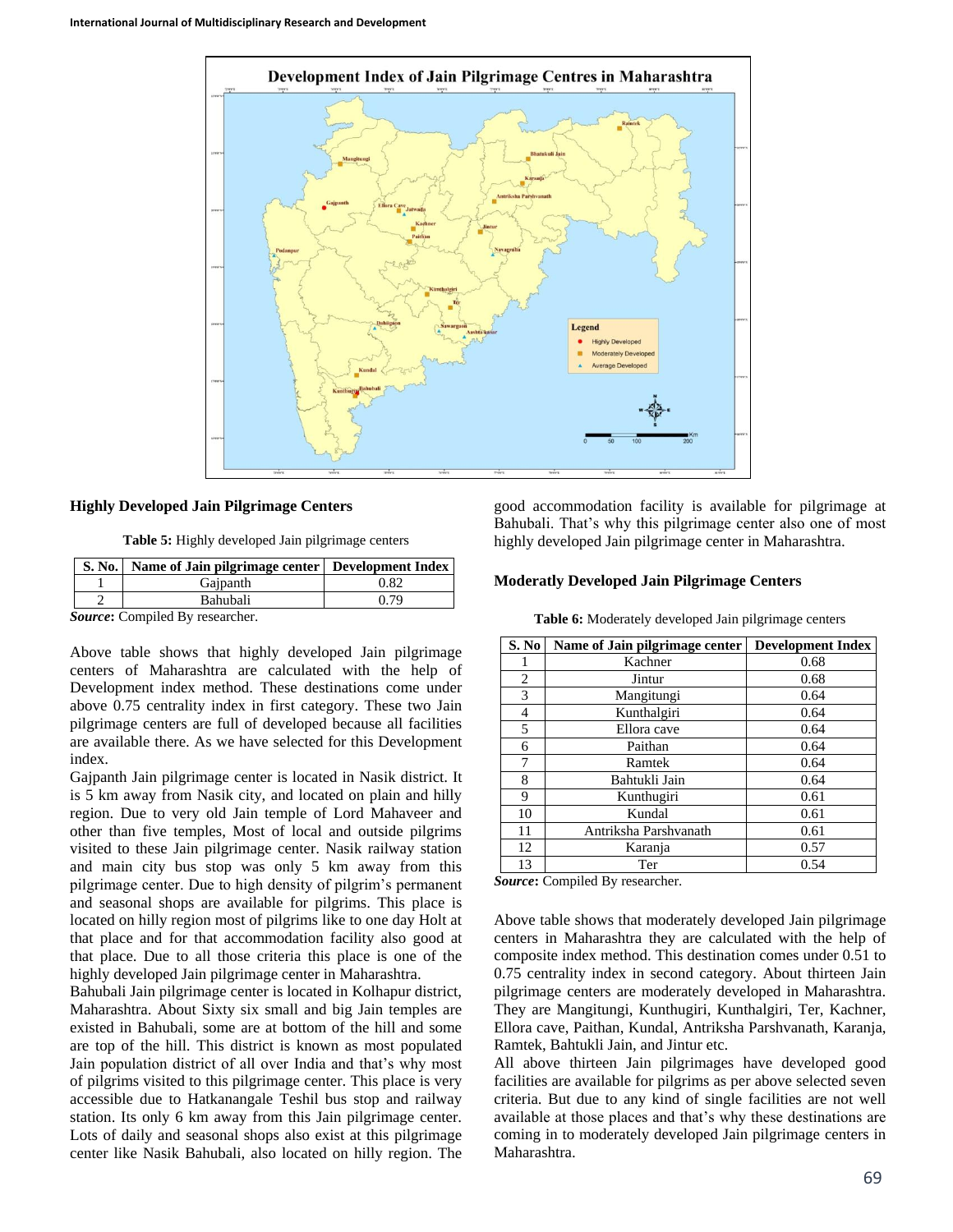Development Index of Jain Pilgrimage Centres in Maharashtra

### Highly Developed Jain Pilgrimage Centers

**Table 5:** Highly developed Jain pilgrimage centers

| S. No. | Name of Jain pilgrimage center | Development Index |
|---|---|---|
| 1 | Gajpanth | 0.82 |
| 2 | Bahubali | 0.79 |

***Source***: Compiled By researcher.

Above table shows that highly developed Jain pilgrimage centers of Maharashtra are calculated with the help of Development index method. These destinations come under above 0.75 centrality index in first category. These two Jain pilgrimage centers are full of developed because all facilities are available there. As we have selected for this Development index.

Gajpanth Jain pilgrimage center is located in Nasik district. It is 5 km away from Nasik city, and located on plain and hilly region. Due to very old Jain temple of Lord Mahaveer and other than five temples, Most of local and outside pilgrims visited to these Jain pilgrimage center. Nasik railway station and main city bus stop was only 5 km away from this pilgrimage center. Due to high density of pilgrim's permanent and seasonal shops are available for pilgrims. This place is located on hilly region most of pilgrims like to one day Holt at that place and for that accommodation facility also good at that place. Due to all those criteria this place is one of the highly developed Jain pilgrimage center in Maharashtra.

Bahubali Jain pilgrimage center is located in Kolhapur district, Maharashtra. About Sixty six small and big Jain temples are existed in Bahubali, some are at bottom of the hill and some are top of the hill. This district is known as most populated Jain population district of all over India and that's why most of pilgrims visited to this pilgrimage center. This place is very accessible due to Hatkanangale Teshil bus stop and railway station. Its only 6 km away from this Jain pilgrimage center. Lots of daily and seasonal shops also exist at this pilgrimage center like Nasik Bahubali, also located on hilly region. The good accommodation facility is available for pilgrimage at Bahubali. That's why this pilgrimage center also one of most highly developed Jain pilgrimage center in Maharashtra.

### Moderatly Developed Jain Pilgrimage Centers

**Table 6:** Moderately developed Jain pilgrimage centers

| S. No | Name of Jain pilgrimage center | Development Index |
|---|---|---|
| 1 | Kachner | 0.68 |
| 2 | Jintur | 0.68 |
| 3 | Mangitungi | 0.64 |
| 4 | Kunthalgiri | 0.64 |
| 5 | Ellora cave | 0.64 |
| 6 | Paithan | 0.64 |
| 7 | Ramtek | 0.64 |
| 8 | Bahtukli Jain | 0.64 |
| 9 | Kunthugiri | 0.61 |
| 10 | Kundal | 0.61 |
| 11 | Antriksha Parshvanath | 0.61 |
| 12 | Karanja | 0.57 |
| 13 | Ter | 0.54 |

***Source***: Compiled By researcher.

Above table shows that moderately developed Jain pilgrimage centers in Maharashtra they are calculated with the help of composite index method. This destination comes under 0.51 to 0.75 centrality index in second category. About thirteen Jain pilgrimage centers are moderately developed in Maharashtra. They are Mangitungi, Kunthugiri, Kunthalgiri, Ter, Kachner, Ellora cave, Paithan, Kundal, Antriksha Parshvanath, Karanja, Ramtek, Bahtukli Jain, and Jintur etc.

All above thirteen Jain pilgrimages have developed good facilities are available for pilgrims as per above selected seven criteria. But due to any kind of single facilities are not well available at those places and that's why these destinations are coming in to moderately developed Jain pilgrimage centers in Maharashtra.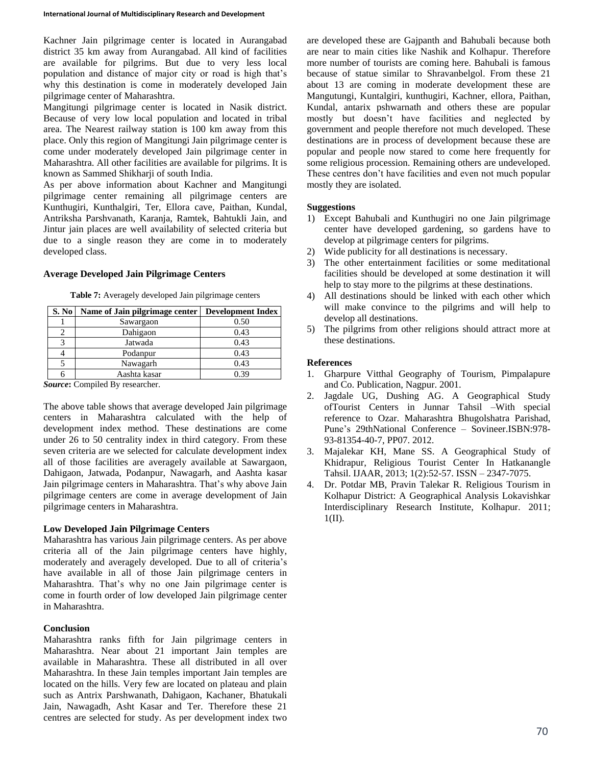Kachner Jain pilgrimage center is located in Aurangabad district 35 km away from Aurangabad. All kind of facilities are available for pilgrims. But due to very less local population and distance of major city or road is high that's why this destination is come in moderately developed Jain pilgrimage center of Maharashtra.

Mangitungi pilgrimage center is located in Nasik district. Because of very low local population and located in tribal area. The Nearest railway station is 100 km away from this place. Only this region of Mangitungi Jain pilgrimage center is come under moderately developed Jain pilgrimage center in Maharashtra. All other facilities are available for pilgrims. It is known as Sammed Shikharji of south India.

As per above information about Kachner and Mangitungi pilgrimage center remaining all pilgrimage centers are Kunthugiri, Kunthalgiri, Ter, Ellora cave, Paithan, Kundal, Antriksha Parshvanath, Karanja, Ramtek, Bahtukli Jain, and Jintur jain places are well availability of selected criteria but due to a single reason they are come in to moderately developed class.

### Average Developed Jain Pilgrimage Centers

**Table 7:** Averagely developed Jain pilgrimage centers

| S. No | Name of Jain pilgrimage center | Development Index |
|---|---|---|
| 1 | Sawargaon | 0.50 |
| 2 | Dahigaon | 0.43 |
| 3 | Jatwada | 0.43 |
| 4 | Podanpur | 0.43 |
| 5 | Nawagarh | 0.43 |
| 6 | Aashta kasar | 0.39 |

***Source*:** Compiled By researcher.

The above table shows that average developed Jain pilgrimage centers in Maharashtra calculated with the help of development index method. These destinations are come under 26 to 50 centrality index in third category. From these seven criteria are we selected for calculate development index all of those facilities are averagely available at Sawargaon, Dahigaon, Jatwada, Podanpur, Nawagarh, and Aashta kasar Jain pilgrimage centers in Maharashtra. That's why above Jain pilgrimage centers are come in average development of Jain pilgrimage centers in Maharashtra.

### Low Developed Jain Pilgrimage Centers

Maharashtra has various Jain pilgrimage centers. As per above criteria all of the Jain pilgrimage centers have highly, moderately and averagely developed. Due to all of criteria's have available in all of those Jain pilgrimage centers in Maharashtra. That's why no one Jain pilgrimage center is come in fourth order of low developed Jain pilgrimage center in Maharashtra.

### Conclusion

Maharashtra ranks fifth for Jain pilgrimage centers in Maharashtra. Near about 21 important Jain temples are available in Maharashtra. These all distributed in all over Maharashtra. In these Jain temples important Jain temples are located on the hills. Very few are located on plateau and plain such as Antrix Parshwanath, Dahigaon, Kachaner, Bhatukali Jain, Nawagadh, Asht Kasar and Ter. Therefore these 21 centres are selected for study. As per development index two are developed these are Gajpanth and Bahubali because both are near to main cities like Nashik and Kolhapur. Therefore more number of tourists are coming here. Bahubali is famous because of statue similar to Shravanbelgol. From these 21 about 13 are coming in moderate development these are Mangutungi, Kuntalgiri, kunthugiri, Kachner, ellora, Paithan, Kundal, antarix pshwarnath and others these are popular mostly but doesn't have facilities and neglected by government and people therefore not much developed. These destinations are in process of development because these are popular and people now stared to come here frequently for some religious procession. Remaining others are undeveloped. These centres don't have facilities and even not much popular mostly they are isolated.

### Suggestions

1) Except Bahubali and Kunthugiri no one Jain pilgrimage center have developed gardening, so gardens have to develop at pilgrimage centers for pilgrims.
2) Wide publicity for all destinations is necessary.
3) The other entertainment facilities or some meditational facilities should be developed at some destination it will help to stay more to the pilgrims at these destinations.
4) All destinations should be linked with each other which will make convince to the pilgrims and will help to develop all destinations.
5) The pilgrims from other religions should attract more at these destinations.

### References

1. Gharpure Vitthal Geography of Tourism, Pimpalapure and Co. Publication, Nagpur. 2001.
2. Jagdale UG, Dushing AG. A Geographical Study ofTourist Centers in Junnar Tahsil –With special reference to Ozar. Maharashtra Bhugolshatra Parishad, Pune's 29thNational Conference – Sovineer.ISBN:978-93-81354-40-7, PP07. 2012.
3. Majalekar KH, Mane SS. A Geographical Study of Khidrapur, Religious Tourist Center In Hatkanangle Tahsil. IJAAR, 2013; 1(2):52-57. ISSN – 2347-7075.
4. Dr. Potdar MB, Pravin Talekar R. Religious Tourism in Kolhapur District: A Geographical Analysis Lokavishkar Interdisciplinary Research Institute, Kolhapur. 2011; 1(II).